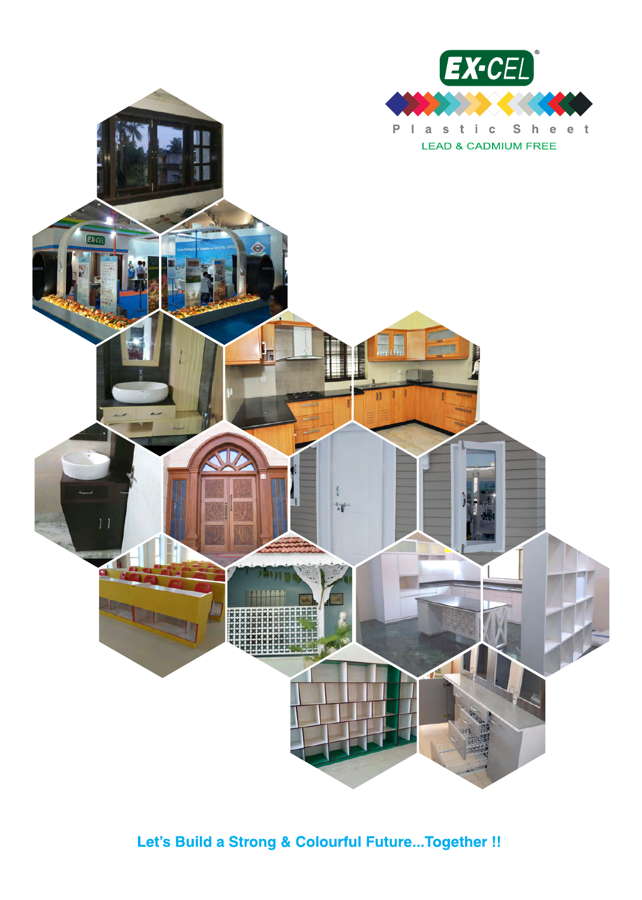EX-CEL®

Plastic Sheet

LEAD & CADMIUM FREE

Let's Build a Strong & Colourful Future...Together !!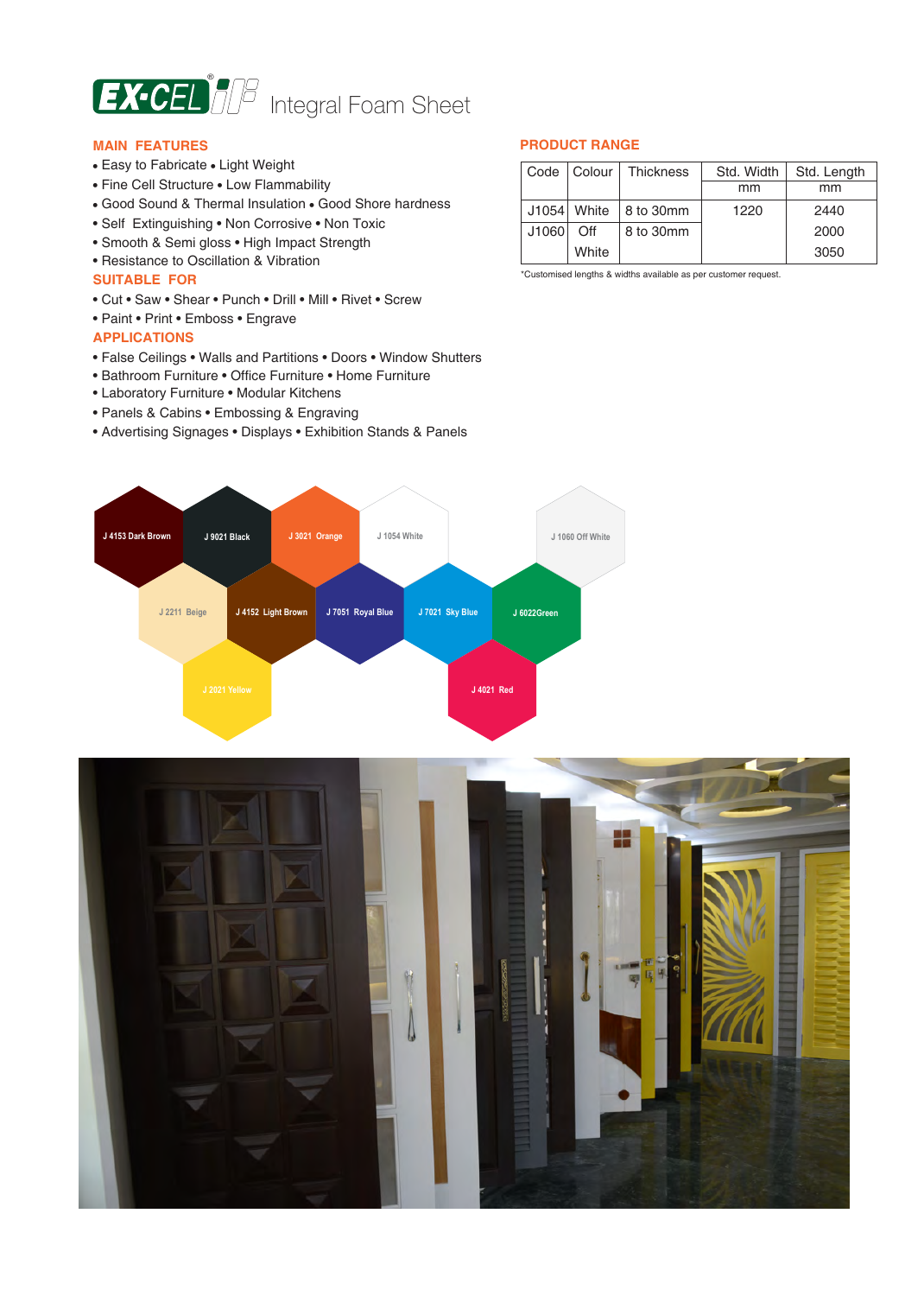# EX-CEL IF Integral Foam Sheet

## MAIN FEATURES

- Easy to Fabricate • Light Weight
- Fine Cell Structure • Low Flammability
- Good Sound & Thermal Insulation • Good Shore hardness
- Self Extinguishing • Non Corrosive • Non Toxic
- Smooth & Semi gloss • High Impact Strength
- Resistance to Oscillation & Vibration

## SUITABLE FOR

- Cut • Saw • Shear • Punch • Drill • Mill • Rivet • Screw
- Paint • Print • Emboss • Engrave

## APPLICATIONS

- False Ceilings • Walls and Partitions • Doors • Window Shutters
- Bathroom Furniture • Office Furniture • Home Furniture
- Laboratory Furniture • Modular Kitchens
- Panels & Cabins • Embossing & Engraving
- Advertising Signages • Displays • Exhibition Stands & Panels

## PRODUCT RANGE

| Code | Colour | Thickness | Std. Width mm | Std. Length mm |
|---|---|---|---|---|
| J1054 | White | 8 to 30mm | 1220 | 2440 |
| J1060 | Off White | 8 to 30mm | | 2000 |
| | | | | 3050 |

*Customised lengths & widths available as per customer request.

J 4153 Dark Brown | J 9021 Black | J 3021 Orange | J 1054 White | J 1060 Off White | J 2211 Beige | J 4152 Light Brown | J 7051 Royal Blue | J 7021 Sky Blue | J 6022Green | J 2021 Yellow | J 4021 Red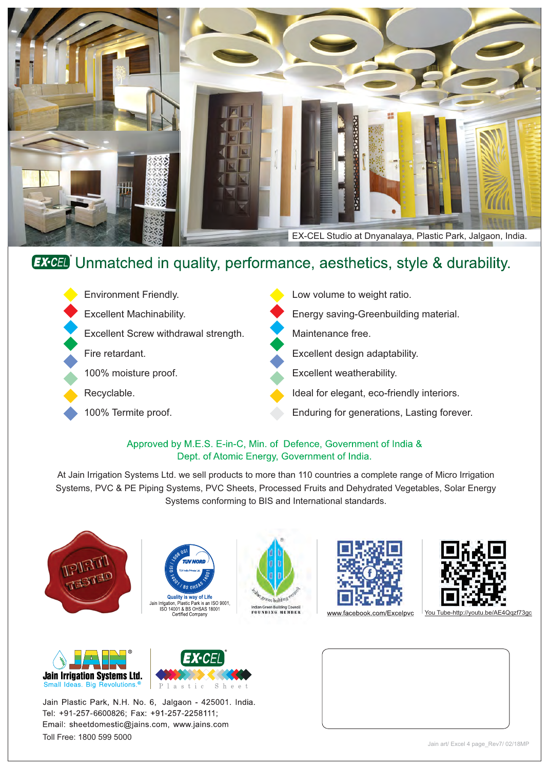EX-CEL Studio at Dnyanalaya, Plastic Park, Jalgaon, India.

## EX-CEL Unmatched in quality, performance, aesthetics, style & durability.

- Environment Friendly.
- Excellent Machinability.
- Excellent Screw withdrawal strength.
- Fire retardant.
- 100% moisture proof.
- Recyclable.
- 100% Termite proof.
- Low volume to weight ratio.
- Energy saving-Greenbuilding material.
- Maintenance free.
- Excellent design adaptability.
- Excellent weatherability.
- Ideal for elegant, eco-friendly interiors.
- Enduring for generations, Lasting forever.

Approved by M.E.S. E-in-C, Min. of Defence, Government of India & Dept. of Atomic Energy, Government of India.

At Jain Irrigation Systems Ltd. we sell products to more than 110 countries a complete range of Micro Irrigation Systems, PVC & PE Piping Systems, PVC Sheets, Processed Fruits and Dehydrated Vegetables, Solar Energy Systems conforming to BIS and International standards.

IPIRTI TESTED

Quality is way of Life
Jain Irrigation, Plastic Park is an ISO 9001, ISO 14001 & BS OHSAS 18001 Certified Company

Indian Green Building Council FOUNDING MEMBER

www.facebook.com/Excelpvc

You Tube-http://youtu.be/AE4Qqzf73gc

Jain Irrigation Systems Ltd.
Small Ideas. Big Revolutions.®

EX-CEL® Plastic Sheet

Jain Plastic Park, N.H. No. 6, Jalgaon - 425001. India.
Tel: +91-257-6600826; Fax: +91-257-2258111;
Email: sheetdomestic@jains.com, www.jains.com
Toll Free: 1800 599 5000

Jain art/ Excel 4 page_Rev7/ 02/18MP